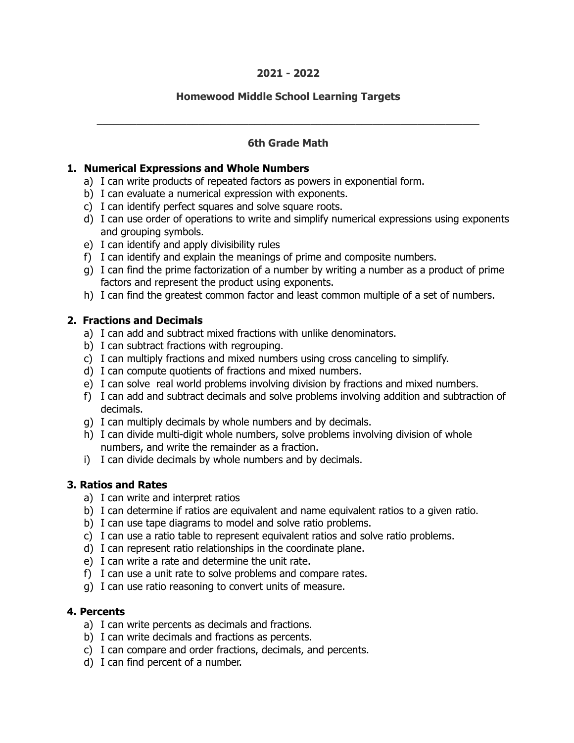**2021 - 2022**

**Homewood Middle School Learning Targets**

---

## 6th Grade Math

### 1. Numerical Expressions and Whole Numbers

a) I can write products of repeated factors as powers in exponential form.
b) I can evaluate a numerical expression with exponents.
c) I can identify perfect squares and solve square roots.
d) I can use order of operations to write and simplify numerical expressions using exponents and grouping symbols.
e) I can identify and apply divisibility rules
f) I can identify and explain the meanings of prime and composite numbers.
g) I can find the prime factorization of a number by writing a number as a product of prime factors and represent the product using exponents.
h) I can find the greatest common factor and least common multiple of a set of numbers.

### 2. Fractions and Decimals

a) I can add and subtract mixed fractions with unlike denominators.
b) I can subtract fractions with regrouping.
c) I can multiply fractions and mixed numbers using cross canceling to simplify.
d) I can compute quotients of fractions and mixed numbers.
e) I can solve real world problems involving division by fractions and mixed numbers.
f) I can add and subtract decimals and solve problems involving addition and subtraction of decimals.
g) I can multiply decimals by whole numbers and by decimals.
h) I can divide multi-digit whole numbers, solve problems involving division of whole numbers, and write the remainder as a fraction.
i) I can divide decimals by whole numbers and by decimals.

### 3. Ratios and Rates

a) I can write and interpret ratios
b) I can determine if ratios are equivalent and name equivalent ratios to a given ratio.
b) I can use tape diagrams to model and solve ratio problems.
c) I can use a ratio table to represent equivalent ratios and solve ratio problems.
d) I can represent ratio relationships in the coordinate plane.
e) I can write a rate and determine the unit rate.
f) I can use a unit rate to solve problems and compare rates.
g) I can use ratio reasoning to convert units of measure.

### 4. Percents

a) I can write percents as decimals and fractions.
b) I can write decimals and fractions as percents.
c) I can compare and order fractions, decimals, and percents.
d) I can find percent of a number.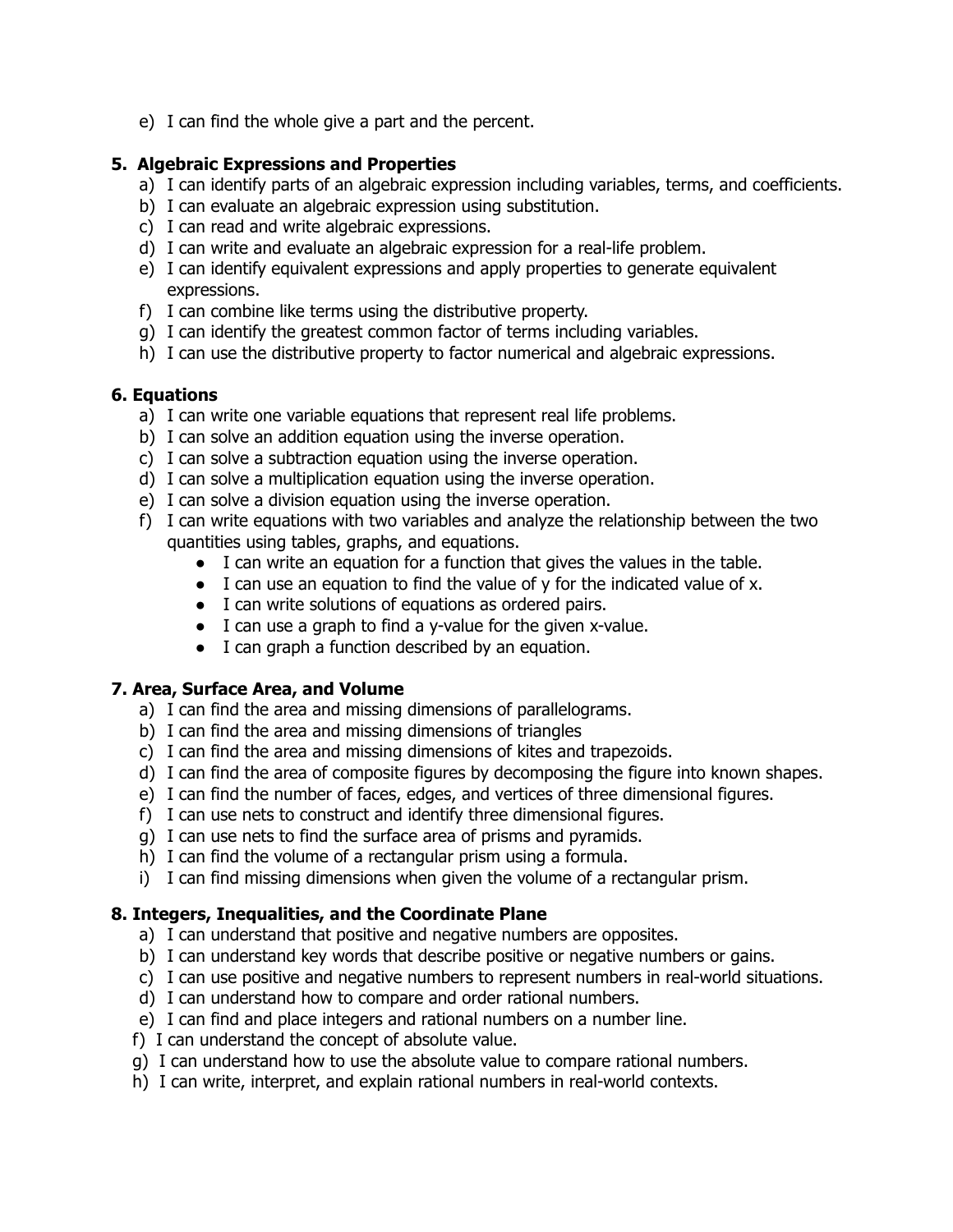e) I can find the whole give a part and the percent.

### 5. Algebraic Expressions and Properties

a) I can identify parts of an algebraic expression including variables, terms, and coefficients.
b) I can evaluate an algebraic expression using substitution.
c) I can read and write algebraic expressions.
d) I can write and evaluate an algebraic expression for a real-life problem.
e) I can identify equivalent expressions and apply properties to generate equivalent expressions.
f) I can combine like terms using the distributive property.
g) I can identify the greatest common factor of terms including variables.
h) I can use the distributive property to factor numerical and algebraic expressions.

### 6. Equations

a) I can write one variable equations that represent real life problems.
b) I can solve an addition equation using the inverse operation.
c) I can solve a subtraction equation using the inverse operation.
d) I can solve a multiplication equation using the inverse operation.
e) I can solve a division equation using the inverse operation.
f) I can write equations with two variables and analyze the relationship between the two quantities using tables, graphs, and equations.
- I can write an equation for a function that gives the values in the table.
- I can use an equation to find the value of y for the indicated value of x.
- I can write solutions of equations as ordered pairs.
- I can use a graph to find a y-value for the given x-value.
- I can graph a function described by an equation.

### 7. Area, Surface Area, and Volume

a) I can find the area and missing dimensions of parallelograms.
b) I can find the area and missing dimensions of triangles
c) I can find the area and missing dimensions of kites and trapezoids.
d) I can find the area of composite figures by decomposing the figure into known shapes.
e) I can find the number of faces, edges, and vertices of three dimensional figures.
f) I can use nets to construct and identify three dimensional figures.
g) I can use nets to find the surface area of prisms and pyramids.
h) I can find the volume of a rectangular prism using a formula.
i) I can find missing dimensions when given the volume of a rectangular prism.

### 8. Integers, Inequalities, and the Coordinate Plane

a) I can understand that positive and negative numbers are opposites.
b) I can understand key words that describe positive or negative numbers or gains.
c) I can use positive and negative numbers to represent numbers in real-world situations.
d) I can understand how to compare and order rational numbers.
e) I can find and place integers and rational numbers on a number line.
f) I can understand the concept of absolute value.
g) I can understand how to use the absolute value to compare rational numbers.
h) I can write, interpret, and explain rational numbers in real-world contexts.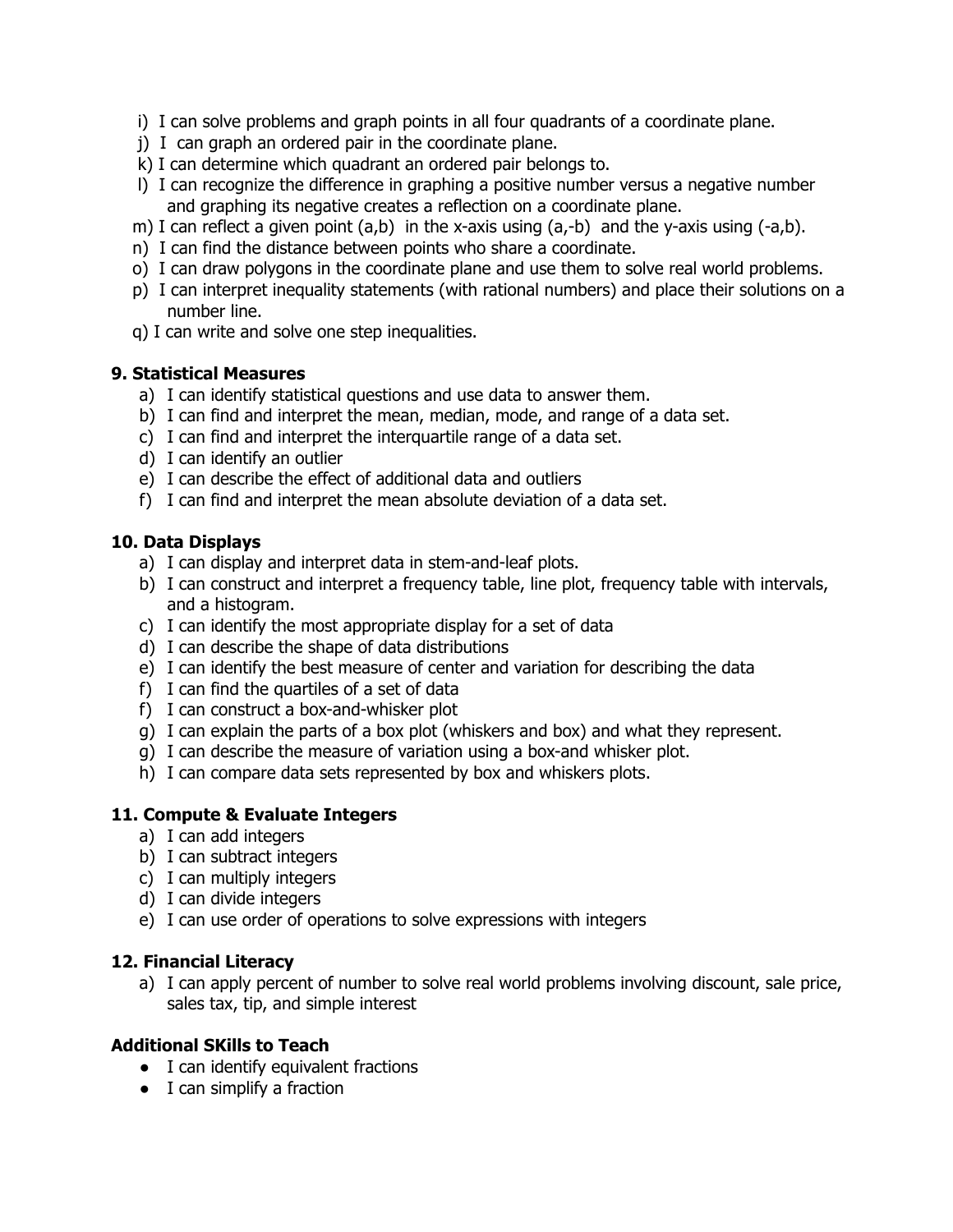i) I can solve problems and graph points in all four quadrants of a coordinate plane.
j) I can graph an ordered pair in the coordinate plane.
k) I can determine which quadrant an ordered pair belongs to.
l) I can recognize the difference in graphing a positive number versus a negative number and graphing its negative creates a reflection on a coordinate plane.
m) I can reflect a given point (a,b) in the x-axis using (a,-b) and the y-axis using (-a,b).
n) I can find the distance between points who share a coordinate.
o) I can draw polygons in the coordinate plane and use them to solve real world problems.
p) I can interpret inequality statements (with rational numbers) and place their solutions on a number line.
q) I can write and solve one step inequalities.

**9. Statistical Measures**

a) I can identify statistical questions and use data to answer them.
b) I can find and interpret the mean, median, mode, and range of a data set.
c) I can find and interpret the interquartile range of a data set.
d) I can identify an outlier
e) I can describe the effect of additional data and outliers
f) I can find and interpret the mean absolute deviation of a data set.

**10. Data Displays**

a) I can display and interpret data in stem-and-leaf plots.
b) I can construct and interpret a frequency table, line plot, frequency table with intervals, and a histogram.
c) I can identify the most appropriate display for a set of data
d) I can describe the shape of data distributions
e) I can identify the best measure of center and variation for describing the data
f) I can find the quartiles of a set of data
f) I can construct a box-and-whisker plot
g) I can explain the parts of a box plot (whiskers and box) and what they represent.
g) I can describe the measure of variation using a box-and whisker plot.
h) I can compare data sets represented by box and whiskers plots.

**11. Compute & Evaluate Integers**

a) I can add integers
b) I can subtract integers
c) I can multiply integers
d) I can divide integers
e) I can use order of operations to solve expressions with integers

**12. Financial Literacy**

a) I can apply percent of number to solve real world problems involving discount, sale price, sales tax, tip, and simple interest

**Additional SKills to Teach**

- I can identify equivalent fractions
- I can simplify a fraction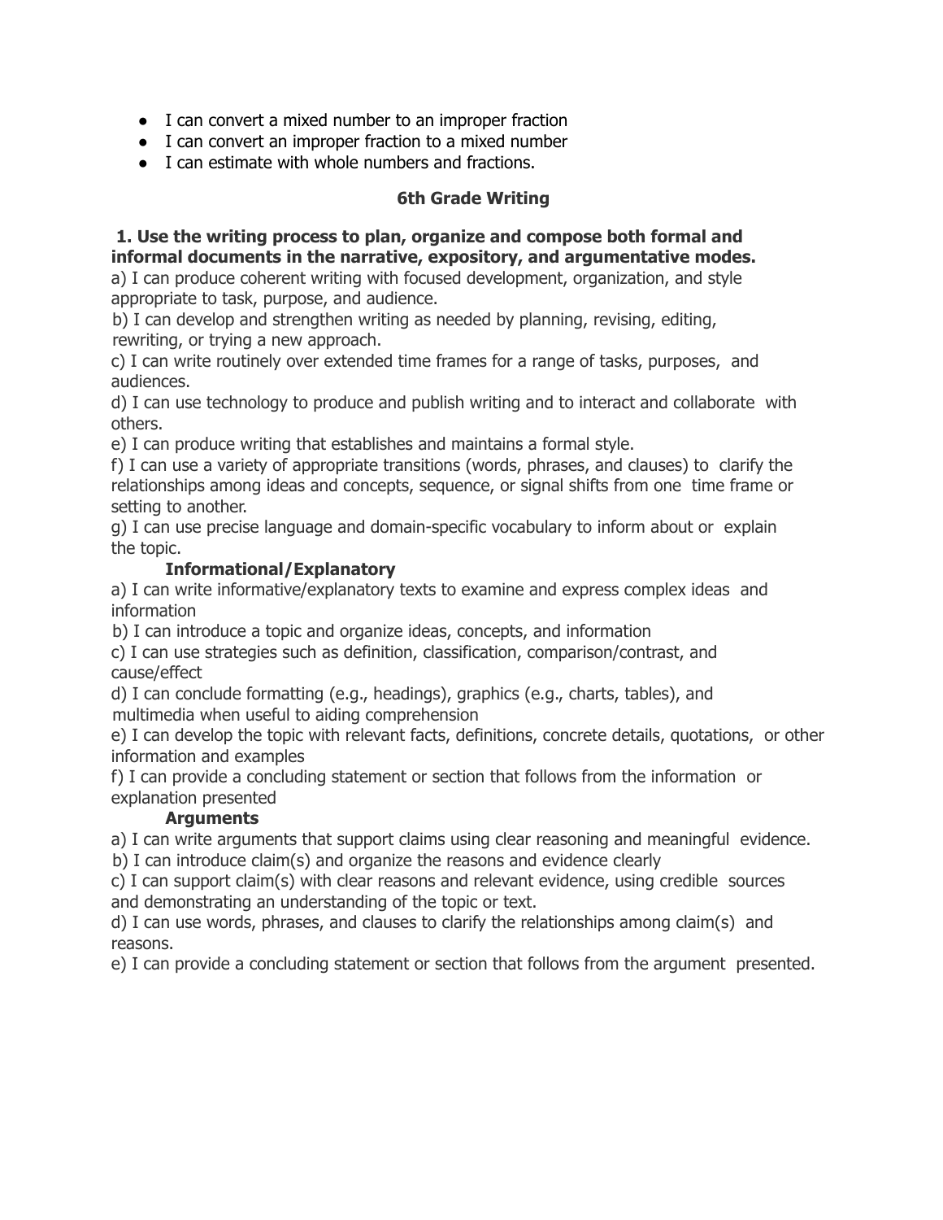- I can convert a mixed number to an improper fraction
- I can convert an improper fraction to a mixed number
- I can estimate with whole numbers and fractions.

## 6th Grade Writing

**1. Use the writing process to plan, organize and compose both formal and informal documents in the narrative, expository, and argumentative modes.**

a) I can produce coherent writing with focused development, organization, and style appropriate to task, purpose, and audience.

b) I can develop and strengthen writing as needed by planning, revising, editing, rewriting, or trying a new approach.

c) I can write routinely over extended time frames for a range of tasks, purposes, and audiences.

d) I can use technology to produce and publish writing and to interact and collaborate with others.

e) I can produce writing that establishes and maintains a formal style.

f) I can use a variety of appropriate transitions (words, phrases, and clauses) to clarify the relationships among ideas and concepts, sequence, or signal shifts from one time frame or setting to another.

g) I can use precise language and domain-specific vocabulary to inform about or explain the topic.

**Informational/Explanatory**

a) I can write informative/explanatory texts to examine and express complex ideas and information

b) I can introduce a topic and organize ideas, concepts, and information

c) I can use strategies such as definition, classification, comparison/contrast, and cause/effect

d) I can conclude formatting (e.g., headings), graphics (e.g., charts, tables), and multimedia when useful to aiding comprehension

e) I can develop the topic with relevant facts, definitions, concrete details, quotations, or other information and examples

f) I can provide a concluding statement or section that follows from the information or explanation presented

**Arguments**

a) I can write arguments that support claims using clear reasoning and meaningful evidence.

b) I can introduce claim(s) and organize the reasons and evidence clearly

c) I can support claim(s) with clear reasons and relevant evidence, using credible sources and demonstrating an understanding of the topic or text.

d) I can use words, phrases, and clauses to clarify the relationships among claim(s) and reasons.

e) I can provide a concluding statement or section that follows from the argument presented.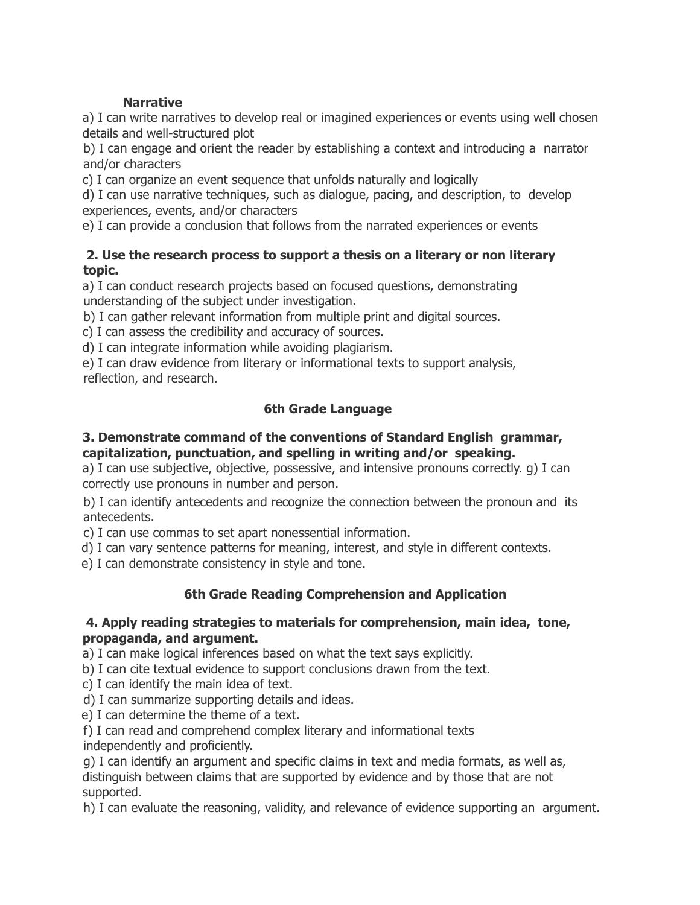**Narrative**

a) I can write narratives to develop real or imagined experiences or events using well chosen details and well-structured plot

b) I can engage and orient the reader by establishing a context and introducing a narrator and/or characters

c) I can organize an event sequence that unfolds naturally and logically

d) I can use narrative techniques, such as dialogue, pacing, and description, to develop experiences, events, and/or characters

e) I can provide a conclusion that follows from the narrated experiences or events

**2. Use the research process to support a thesis on a literary or non literary topic.**

a) I can conduct research projects based on focused questions, demonstrating understanding of the subject under investigation.

b) I can gather relevant information from multiple print and digital sources.

c) I can assess the credibility and accuracy of sources.

d) I can integrate information while avoiding plagiarism.

e) I can draw evidence from literary or informational texts to support analysis, reflection, and research.

## 6th Grade Language

**3. Demonstrate command of the conventions of Standard English grammar, capitalization, punctuation, and spelling in writing and/or speaking.**

a) I can use subjective, objective, possessive, and intensive pronouns correctly. g) I can correctly use pronouns in number and person.

b) I can identify antecedents and recognize the connection between the pronoun and its antecedents.

c) I can use commas to set apart nonessential information.

d) I can vary sentence patterns for meaning, interest, and style in different contexts.

e) I can demonstrate consistency in style and tone.

## 6th Grade Reading Comprehension and Application

**4. Apply reading strategies to materials for comprehension, main idea, tone, propaganda, and argument.**

a) I can make logical inferences based on what the text says explicitly.

b) I can cite textual evidence to support conclusions drawn from the text.

c) I can identify the main idea of text.

d) I can summarize supporting details and ideas.

e) I can determine the theme of a text.

f) I can read and comprehend complex literary and informational texts independently and proficiently.

g) I can identify an argument and specific claims in text and media formats, as well as, distinguish between claims that are supported by evidence and by those that are not supported.

h) I can evaluate the reasoning, validity, and relevance of evidence supporting an argument.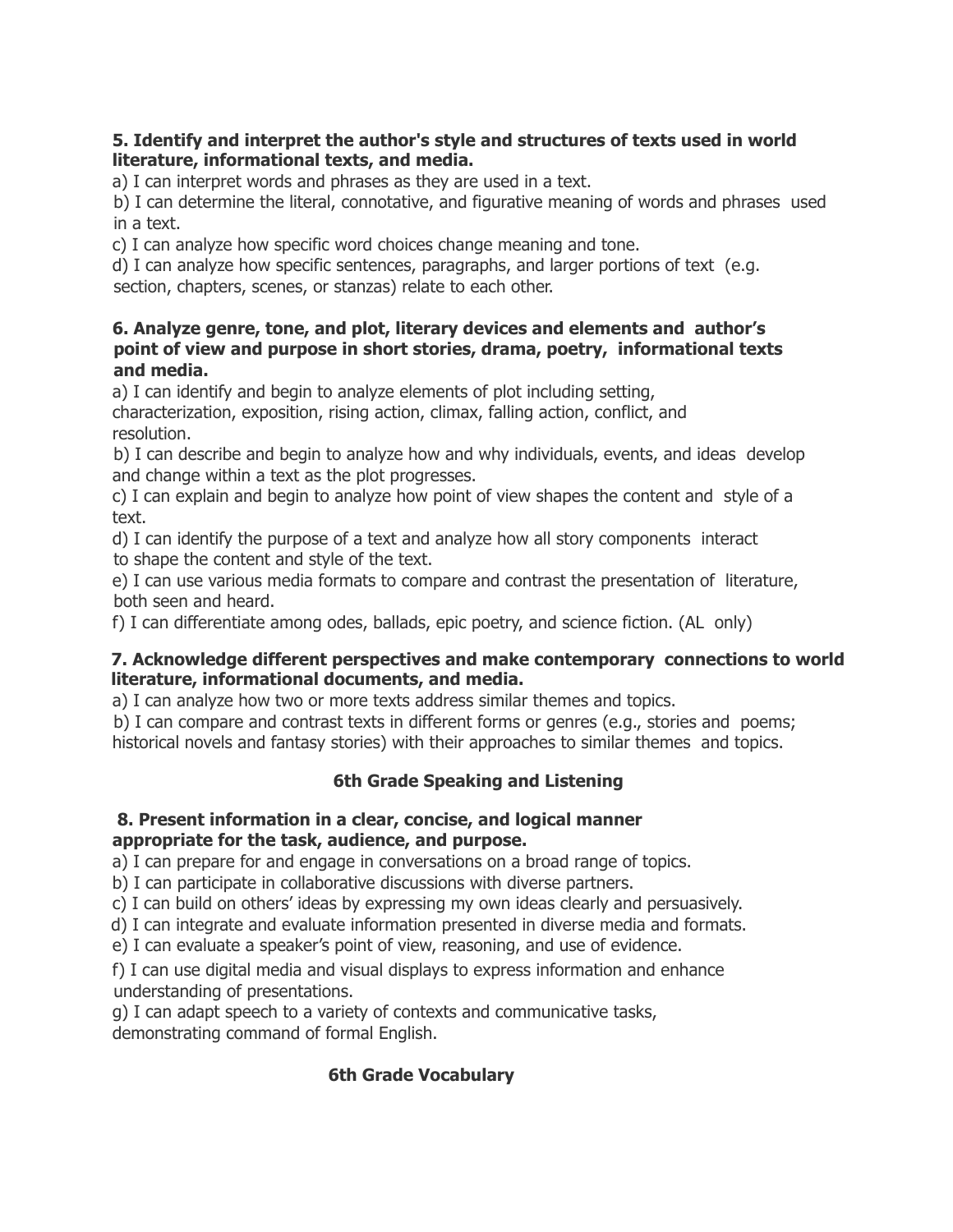**5. Identify and interpret the author's style and structures of texts used in world literature, informational texts, and media.**

a) I can interpret words and phrases as they are used in a text.

b) I can determine the literal, connotative, and figurative meaning of words and phrases used in a text.

c) I can analyze how specific word choices change meaning and tone.

d) I can analyze how specific sentences, paragraphs, and larger portions of text (e.g. section, chapters, scenes, or stanzas) relate to each other.

**6. Analyze genre, tone, and plot, literary devices and elements and author's point of view and purpose in short stories, drama, poetry, informational texts and media.**

a) I can identify and begin to analyze elements of plot including setting, characterization, exposition, rising action, climax, falling action, conflict, and resolution.

b) I can describe and begin to analyze how and why individuals, events, and ideas develop and change within a text as the plot progresses.

c) I can explain and begin to analyze how point of view shapes the content and style of a text.

d) I can identify the purpose of a text and analyze how all story components interact to shape the content and style of the text.

e) I can use various media formats to compare and contrast the presentation of literature, both seen and heard.

f) I can differentiate among odes, ballads, epic poetry, and science fiction. (AL only)

**7. Acknowledge different perspectives and make contemporary connections to world literature, informational documents, and media.**

a) I can analyze how two or more texts address similar themes and topics.

b) I can compare and contrast texts in different forms or genres (e.g., stories and poems; historical novels and fantasy stories) with their approaches to similar themes and topics.

## 6th Grade Speaking and Listening

**8. Present information in a clear, concise, and logical manner appropriate for the task, audience, and purpose.**

a) I can prepare for and engage in conversations on a broad range of topics.

b) I can participate in collaborative discussions with diverse partners.

c) I can build on others' ideas by expressing my own ideas clearly and persuasively.

d) I can integrate and evaluate information presented in diverse media and formats.

e) I can evaluate a speaker's point of view, reasoning, and use of evidence.

f) I can use digital media and visual displays to express information and enhance understanding of presentations.

g) I can adapt speech to a variety of contexts and communicative tasks, demonstrating command of formal English.

## 6th Grade Vocabulary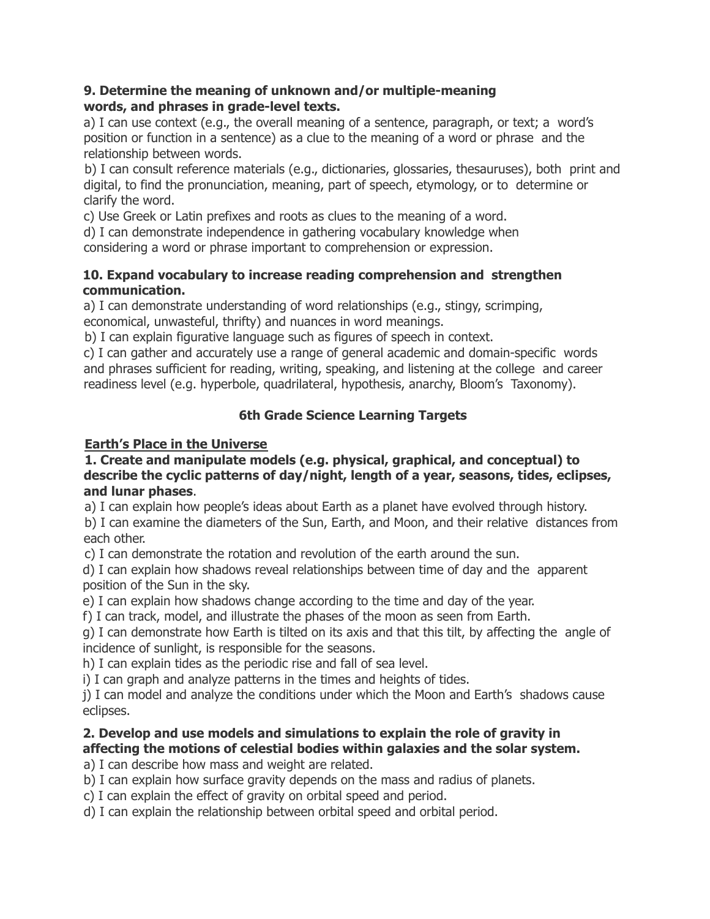**9. Determine the meaning of unknown and/or multiple-meaning words, and phrases in grade-level texts.**

a) I can use context (e.g., the overall meaning of a sentence, paragraph, or text; a word's position or function in a sentence) as a clue to the meaning of a word or phrase and the relationship between words.

b) I can consult reference materials (e.g., dictionaries, glossaries, thesauruses), both print and digital, to find the pronunciation, meaning, part of speech, etymology, or to determine or clarify the word.

c) Use Greek or Latin prefixes and roots as clues to the meaning of a word.

d) I can demonstrate independence in gathering vocabulary knowledge when considering a word or phrase important to comprehension or expression.

**10. Expand vocabulary to increase reading comprehension and strengthen communication.**

a) I can demonstrate understanding of word relationships (e.g., stingy, scrimping, economical, unwasteful, thrifty) and nuances in word meanings.

b) I can explain figurative language such as figures of speech in context.

c) I can gather and accurately use a range of general academic and domain-specific words and phrases sufficient for reading, writing, speaking, and listening at the college and career readiness level (e.g. hyperbole, quadrilateral, hypothesis, anarchy, Bloom's Taxonomy).

## 6th Grade Science Learning Targets

### Earth's Place in the Universe

**1. Create and manipulate models (e.g. physical, graphical, and conceptual) to describe the cyclic patterns of day/night, length of a year, seasons, tides, eclipses, and lunar phases**.

a) I can explain how people's ideas about Earth as a planet have evolved through history.

b) I can examine the diameters of the Sun, Earth, and Moon, and their relative distances from each other.

c) I can demonstrate the rotation and revolution of the earth around the sun.

d) I can explain how shadows reveal relationships between time of day and the apparent position of the Sun in the sky.

e) I can explain how shadows change according to the time and day of the year.

f) I can track, model, and illustrate the phases of the moon as seen from Earth.

g) I can demonstrate how Earth is tilted on its axis and that this tilt, by affecting the angle of incidence of sunlight, is responsible for the seasons.

h) I can explain tides as the periodic rise and fall of sea level.

i) I can graph and analyze patterns in the times and heights of tides.

j) I can model and analyze the conditions under which the Moon and Earth's shadows cause eclipses.

**2. Develop and use models and simulations to explain the role of gravity in affecting the motions of celestial bodies within galaxies and the solar system.**

a) I can describe how mass and weight are related.

b) I can explain how surface gravity depends on the mass and radius of planets.

c) I can explain the effect of gravity on orbital speed and period.

d) I can explain the relationship between orbital speed and orbital period.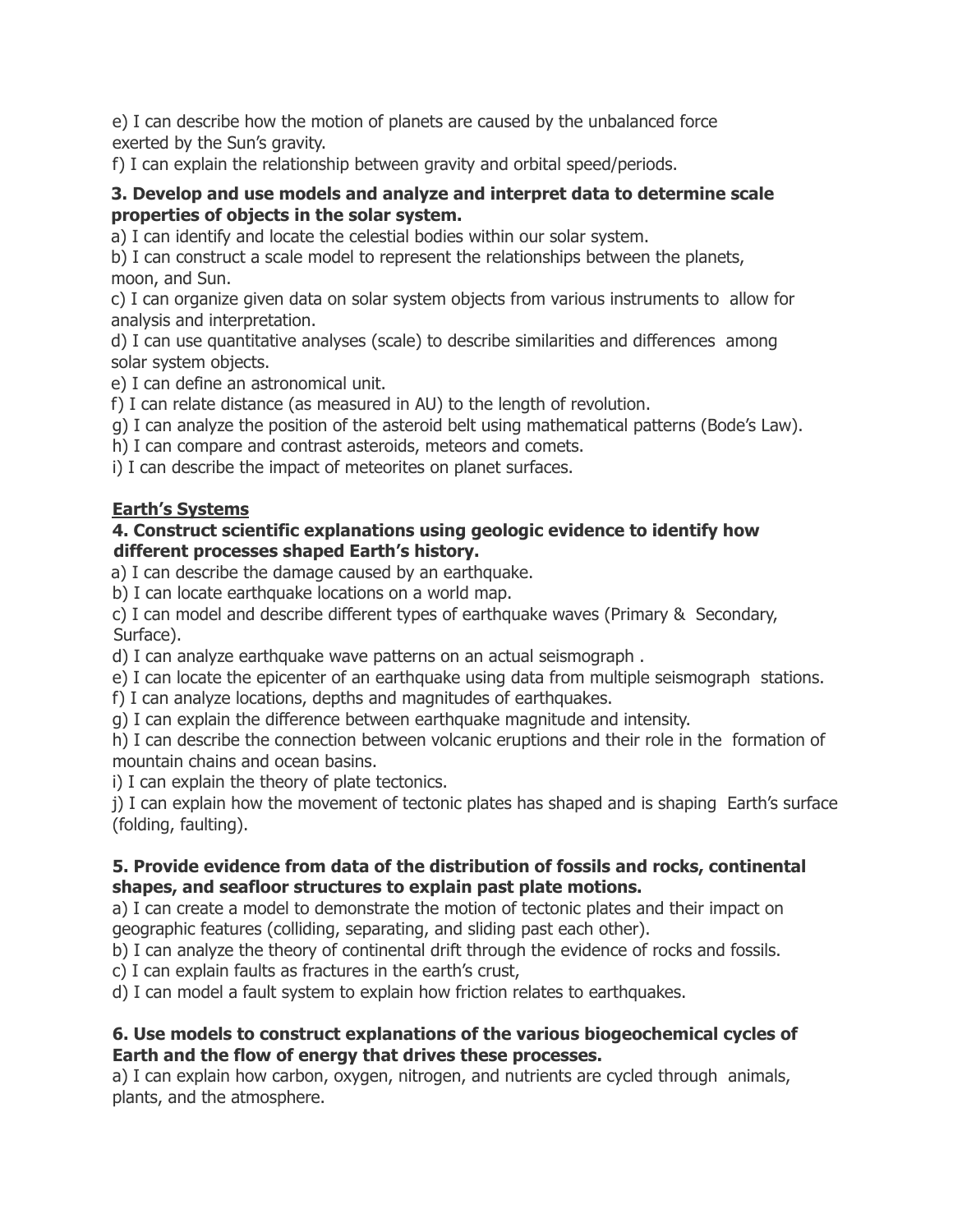e) I can describe how the motion of planets are caused by the unbalanced force exerted by the Sun's gravity.

f) I can explain the relationship between gravity and orbital speed/periods.

**3. Develop and use models and analyze and interpret data to determine scale properties of objects in the solar system.**

a) I can identify and locate the celestial bodies within our solar system.

b) I can construct a scale model to represent the relationships between the planets, moon, and Sun.

c) I can organize given data on solar system objects from various instruments to allow for analysis and interpretation.

d) I can use quantitative analyses (scale) to describe similarities and differences among solar system objects.

e) I can define an astronomical unit.

f) I can relate distance (as measured in AU) to the length of revolution.

g) I can analyze the position of the asteroid belt using mathematical patterns (Bode's Law).

h) I can compare and contrast asteroids, meteors and comets.

i) I can describe the impact of meteorites on planet surfaces.

**Earth's Systems**

**4. Construct scientific explanations using geologic evidence to identify how different processes shaped Earth's history.**

a) I can describe the damage caused by an earthquake.

b) I can locate earthquake locations on a world map.

c) I can model and describe different types of earthquake waves (Primary & Secondary, Surface).

d) I can analyze earthquake wave patterns on an actual seismograph .

e) I can locate the epicenter of an earthquake using data from multiple seismograph stations.

f) I can analyze locations, depths and magnitudes of earthquakes.

g) I can explain the difference between earthquake magnitude and intensity.

h) I can describe the connection between volcanic eruptions and their role in the formation of mountain chains and ocean basins.

i) I can explain the theory of plate tectonics.

j) I can explain how the movement of tectonic plates has shaped and is shaping Earth's surface (folding, faulting).

**5. Provide evidence from data of the distribution of fossils and rocks, continental shapes, and seafloor structures to explain past plate motions.**

a) I can create a model to demonstrate the motion of tectonic plates and their impact on geographic features (colliding, separating, and sliding past each other).

b) I can analyze the theory of continental drift through the evidence of rocks and fossils.

c) I can explain faults as fractures in the earth's crust,

d) I can model a fault system to explain how friction relates to earthquakes.

**6. Use models to construct explanations of the various biogeochemical cycles of Earth and the flow of energy that drives these processes.**

a) I can explain how carbon, oxygen, nitrogen, and nutrients are cycled through animals, plants, and the atmosphere.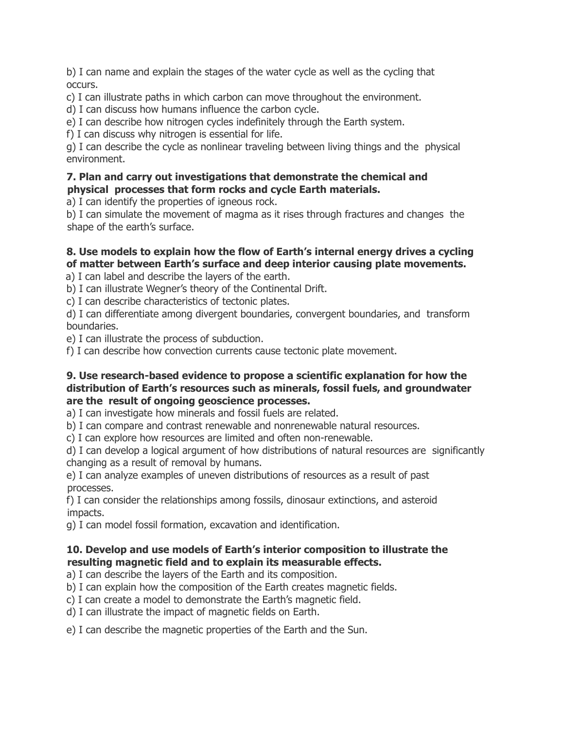b) I can name and explain the stages of the water cycle as well as the cycling that occurs.

c) I can illustrate paths in which carbon can move throughout the environment.

d) I can discuss how humans influence the carbon cycle.

e) I can describe how nitrogen cycles indefinitely through the Earth system.

f) I can discuss why nitrogen is essential for life.

g) I can describe the cycle as nonlinear traveling between living things and the physical environment.

**7. Plan and carry out investigations that demonstrate the chemical and physical processes that form rocks and cycle Earth materials.**

a) I can identify the properties of igneous rock.

b) I can simulate the movement of magma as it rises through fractures and changes the shape of the earth's surface.

**8. Use models to explain how the flow of Earth's internal energy drives a cycling of matter between Earth's surface and deep interior causing plate movements.**

a) I can label and describe the layers of the earth.

b) I can illustrate Wegner's theory of the Continental Drift.

c) I can describe characteristics of tectonic plates.

d) I can differentiate among divergent boundaries, convergent boundaries, and transform boundaries.

e) I can illustrate the process of subduction.

f) I can describe how convection currents cause tectonic plate movement.

**9. Use research-based evidence to propose a scientific explanation for how the distribution of Earth's resources such as minerals, fossil fuels, and groundwater are the result of ongoing geoscience processes.**

a) I can investigate how minerals and fossil fuels are related.

b) I can compare and contrast renewable and nonrenewable natural resources.

c) I can explore how resources are limited and often non-renewable.

d) I can develop a logical argument of how distributions of natural resources are significantly changing as a result of removal by humans.

e) I can analyze examples of uneven distributions of resources as a result of past processes.

f) I can consider the relationships among fossils, dinosaur extinctions, and asteroid impacts.

g) I can model fossil formation, excavation and identification.

**10. Develop and use models of Earth's interior composition to illustrate the resulting magnetic field and to explain its measurable effects.**

a) I can describe the layers of the Earth and its composition.

b) I can explain how the composition of the Earth creates magnetic fields.

c) I can create a model to demonstrate the Earth's magnetic field.

d) I can illustrate the impact of magnetic fields on Earth.

e) I can describe the magnetic properties of the Earth and the Sun.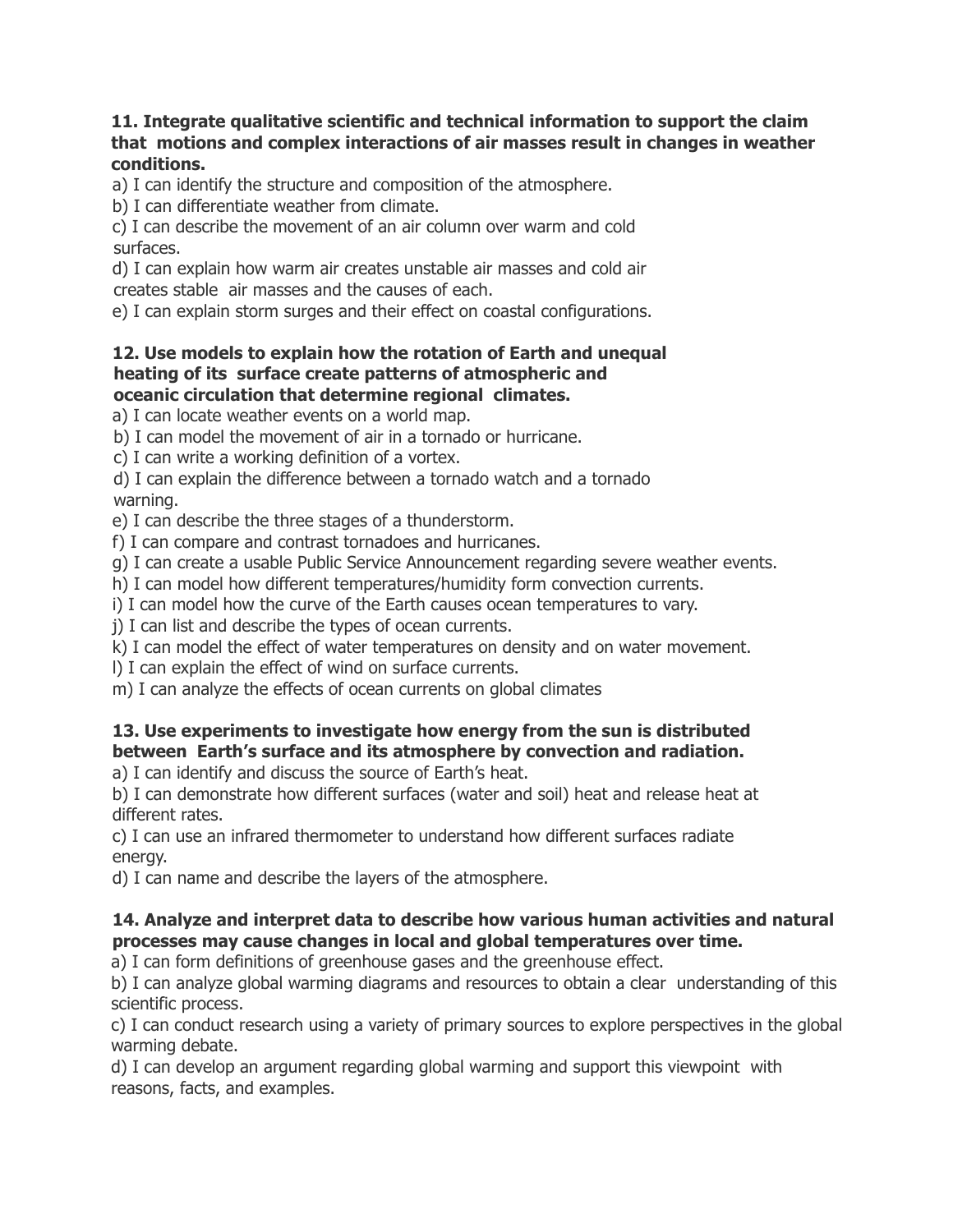**11. Integrate qualitative scientific and technical information to support the claim that motions and complex interactions of air masses result in changes in weather conditions.**

a) I can identify the structure and composition of the atmosphere.

b) I can differentiate weather from climate.

c) I can describe the movement of an air column over warm and cold surfaces.

d) I can explain how warm air creates unstable air masses and cold air creates stable air masses and the causes of each.

e) I can explain storm surges and their effect on coastal configurations.

**12. Use models to explain how the rotation of Earth and unequal heating of its surface create patterns of atmospheric and oceanic circulation that determine regional climates.**

a) I can locate weather events on a world map.

b) I can model the movement of air in a tornado or hurricane.

c) I can write a working definition of a vortex.

d) I can explain the difference between a tornado watch and a tornado warning.

e) I can describe the three stages of a thunderstorm.

f) I can compare and contrast tornadoes and hurricanes.

g) I can create a usable Public Service Announcement regarding severe weather events.

h) I can model how different temperatures/humidity form convection currents.

i) I can model how the curve of the Earth causes ocean temperatures to vary.

j) I can list and describe the types of ocean currents.

k) I can model the effect of water temperatures on density and on water movement.

l) I can explain the effect of wind on surface currents.

m) I can analyze the effects of ocean currents on global climates

**13. Use experiments to investigate how energy from the sun is distributed between Earth's surface and its atmosphere by convection and radiation.**

a) I can identify and discuss the source of Earth's heat.

b) I can demonstrate how different surfaces (water and soil) heat and release heat at different rates.

c) I can use an infrared thermometer to understand how different surfaces radiate energy.

d) I can name and describe the layers of the atmosphere.

**14. Analyze and interpret data to describe how various human activities and natural processes may cause changes in local and global temperatures over time.**

a) I can form definitions of greenhouse gases and the greenhouse effect.

b) I can analyze global warming diagrams and resources to obtain a clear understanding of this scientific process.

c) I can conduct research using a variety of primary sources to explore perspectives in the global warming debate.

d) I can develop an argument regarding global warming and support this viewpoint with reasons, facts, and examples.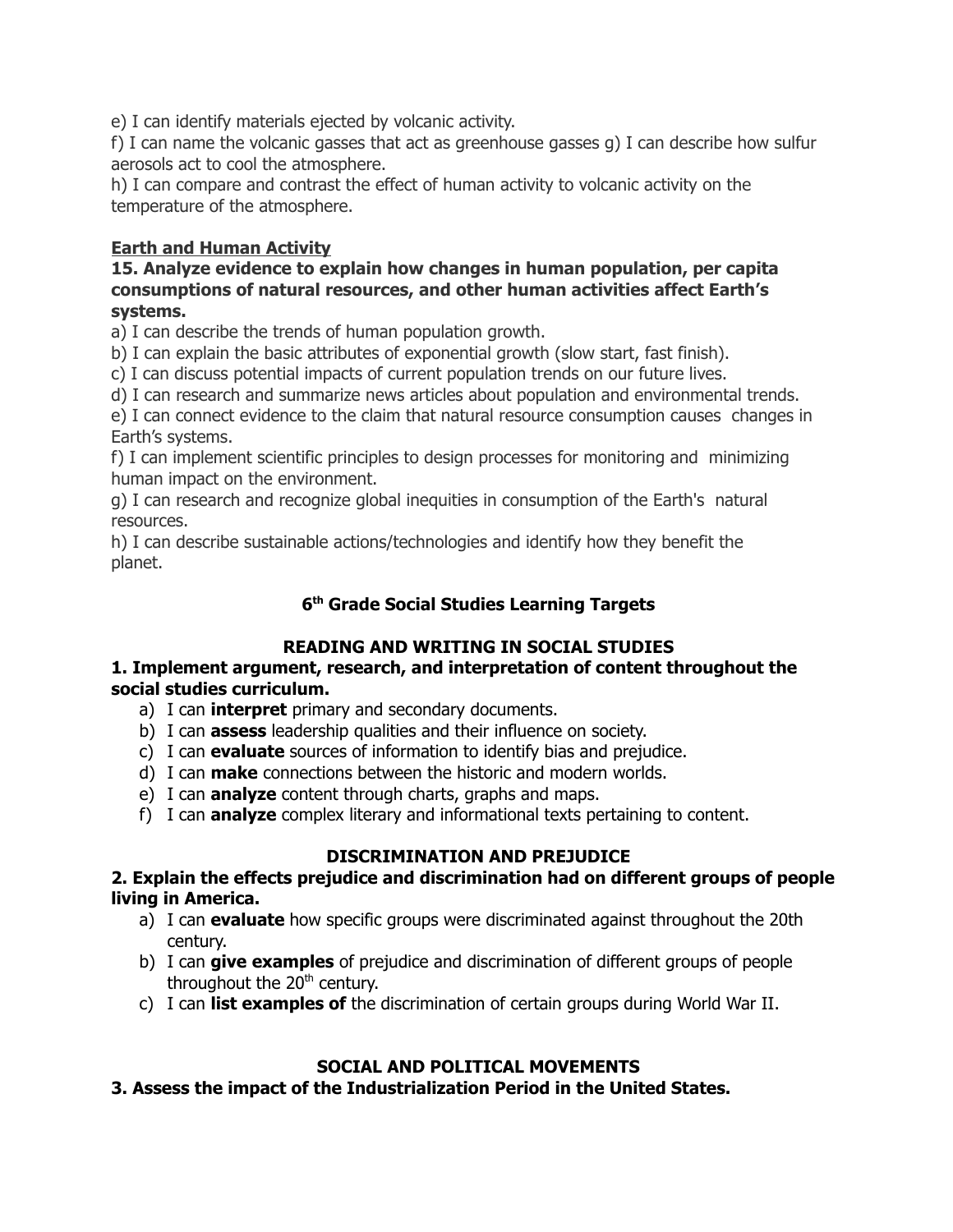e) I can identify materials ejected by volcanic activity.
f) I can name the volcanic gasses that act as greenhouse gasses g) I can describe how sulfur aerosols act to cool the atmosphere.
h) I can compare and contrast the effect of human activity to volcanic activity on the temperature of the atmosphere.

**Earth and Human Activity**

**15. Analyze evidence to explain how changes in human population, per capita consumptions of natural resources, and other human activities affect Earth's systems.**

a) I can describe the trends of human population growth.
b) I can explain the basic attributes of exponential growth (slow start, fast finish).
c) I can discuss potential impacts of current population trends on our future lives.
d) I can research and summarize news articles about population and environmental trends.
e) I can connect evidence to the claim that natural resource consumption causes changes in Earth's systems.
f) I can implement scientific principles to design processes for monitoring and minimizing human impact on the environment.
g) I can research and recognize global inequities in consumption of the Earth's natural resources.
h) I can describe sustainable actions/technologies and identify how they benefit the planet.

## 6th Grade Social Studies Learning Targets

### READING AND WRITING IN SOCIAL STUDIES

**1. Implement argument, research, and interpretation of content throughout the social studies curriculum.**

a) I can **interpret** primary and secondary documents.
b) I can **assess** leadership qualities and their influence on society.
c) I can **evaluate** sources of information to identify bias and prejudice.
d) I can **make** connections between the historic and modern worlds.
e) I can **analyze** content through charts, graphs and maps.
f) I can **analyze** complex literary and informational texts pertaining to content.

### DISCRIMINATION AND PREJUDICE

**2. Explain the effects prejudice and discrimination had on different groups of people living in America.**

a) I can **evaluate** how specific groups were discriminated against throughout the 20th century.
b) I can **give examples** of prejudice and discrimination of different groups of people throughout the 20th century.
c) I can **list examples of** the discrimination of certain groups during World War II.

### SOCIAL AND POLITICAL MOVEMENTS

**3. Assess the impact of the Industrialization Period in the United States.**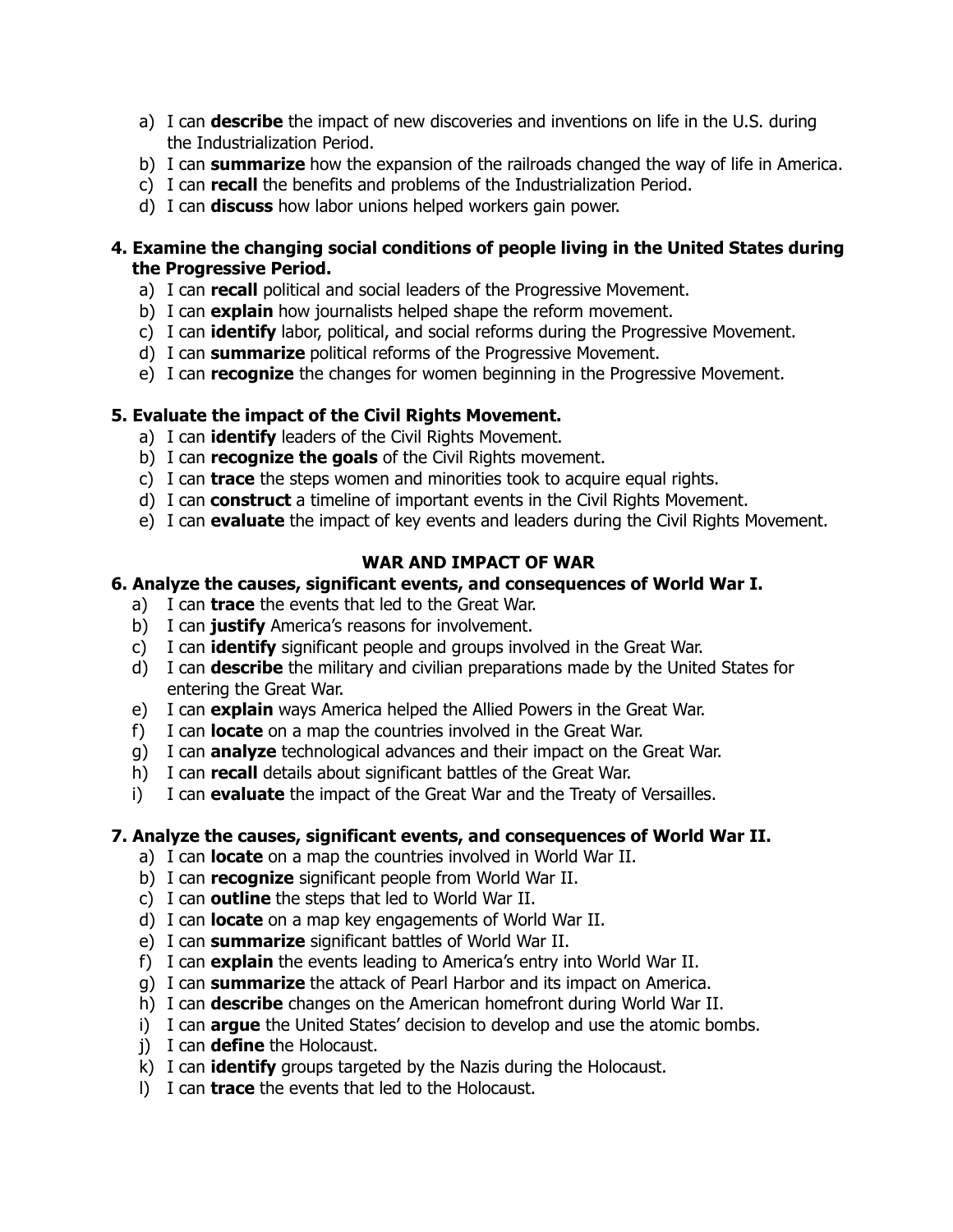a) I can **describe** the impact of new discoveries and inventions on life in the U.S. during the Industrialization Period.
b) I can **summarize** how the expansion of the railroads changed the way of life in America.
c) I can **recall** the benefits and problems of the Industrialization Period.
d) I can **discuss** how labor unions helped workers gain power.

**4. Examine the changing social conditions of people living in the United States during the Progressive Period.**

a) I can **recall** political and social leaders of the Progressive Movement.
b) I can **explain** how journalists helped shape the reform movement.
c) I can **identify** labor, political, and social reforms during the Progressive Movement.
d) I can **summarize** political reforms of the Progressive Movement.
e) I can **recognize** the changes for women beginning in the Progressive Movement.

**5. Evaluate the impact of the Civil Rights Movement.**

a) I can **identify** leaders of the Civil Rights Movement.
b) I can **recognize the goals** of the Civil Rights movement.
c) I can **trace** the steps women and minorities took to acquire equal rights.
d) I can **construct** a timeline of important events in the Civil Rights Movement.
e) I can **evaluate** the impact of key events and leaders during the Civil Rights Movement.

## WAR AND IMPACT OF WAR

**6. Analyze the causes, significant events, and consequences of World War I.**

a) I can **trace** the events that led to the Great War.
b) I can **justify** America's reasons for involvement.
c) I can **identify** significant people and groups involved in the Great War.
d) I can **describe** the military and civilian preparations made by the United States for entering the Great War.
e) I can **explain** ways America helped the Allied Powers in the Great War.
f) I can **locate** on a map the countries involved in the Great War.
g) I can **analyze** technological advances and their impact on the Great War.
h) I can **recall** details about significant battles of the Great War.
i) I can **evaluate** the impact of the Great War and the Treaty of Versailles.

**7. Analyze the causes, significant events, and consequences of World War II.**

a) I can **locate** on a map the countries involved in World War II.
b) I can **recognize** significant people from World War II.
c) I can **outline** the steps that led to World War II.
d) I can **locate** on a map key engagements of World War II.
e) I can **summarize** significant battles of World War II.
f) I can **explain** the events leading to America's entry into World War II.
g) I can **summarize** the attack of Pearl Harbor and its impact on America.
h) I can **describe** changes on the American homefront during World War II.
i) I can **argue** the United States' decision to develop and use the atomic bombs.
j) I can **define** the Holocaust.
k) I can **identify** groups targeted by the Nazis during the Holocaust.
l) I can **trace** the events that led to the Holocaust.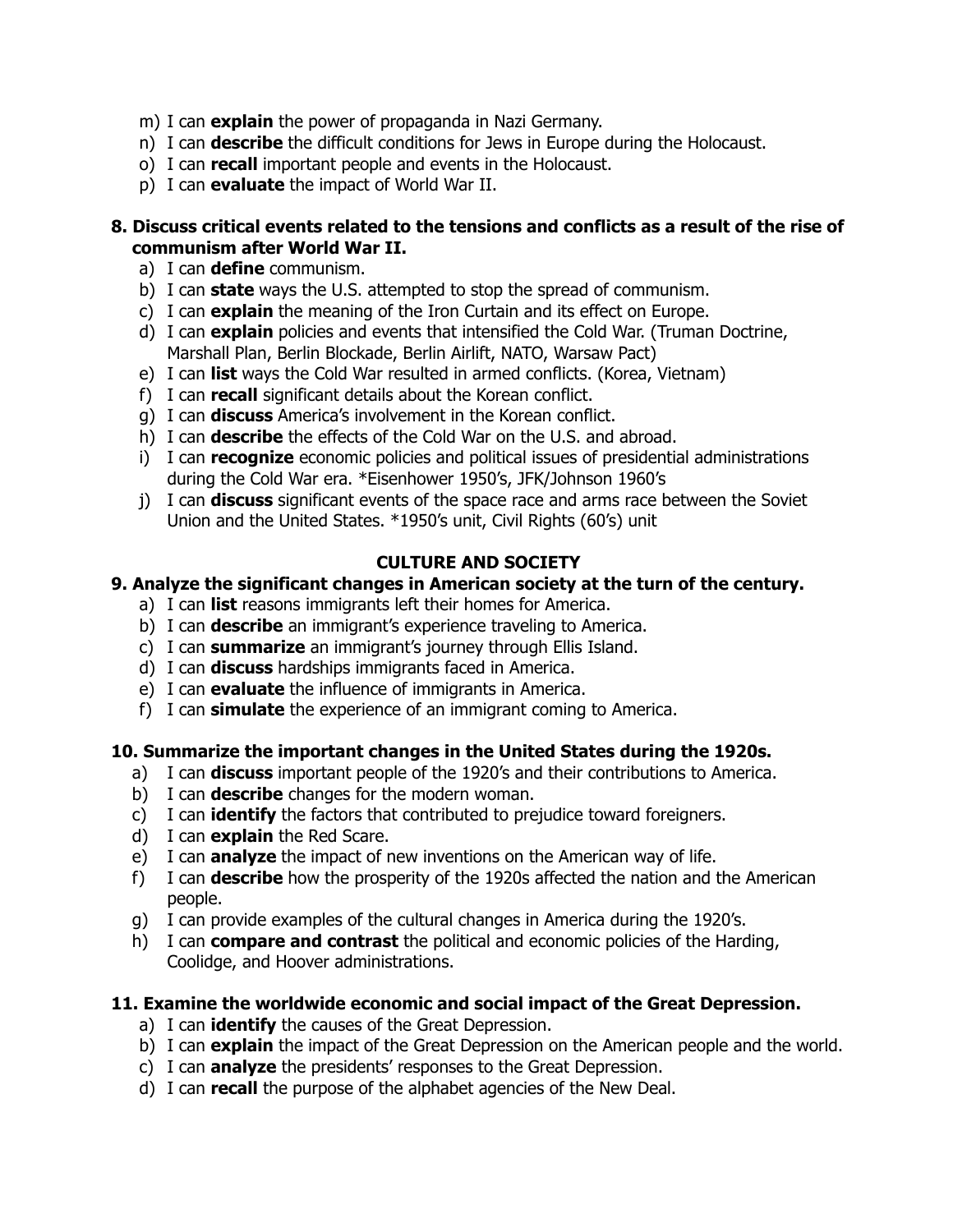m) I can **explain** the power of propaganda in Nazi Germany.
n) I can **describe** the difficult conditions for Jews in Europe during the Holocaust.
o) I can **recall** important people and events in the Holocaust.
p) I can **evaluate** the impact of World War II.

**8. Discuss critical events related to the tensions and conflicts as a result of the rise of communism after World War II.**

a) I can **define** communism.
b) I can **state** ways the U.S. attempted to stop the spread of communism.
c) I can **explain** the meaning of the Iron Curtain and its effect on Europe.
d) I can **explain** policies and events that intensified the Cold War. (Truman Doctrine, Marshall Plan, Berlin Blockade, Berlin Airlift, NATO, Warsaw Pact)
e) I can **list** ways the Cold War resulted in armed conflicts. (Korea, Vietnam)
f) I can **recall** significant details about the Korean conflict.
g) I can **discuss** America's involvement in the Korean conflict.
h) I can **describe** the effects of the Cold War on the U.S. and abroad.
i) I can **recognize** economic policies and political issues of presidential administrations during the Cold War era. *Eisenhower 1950's, JFK/Johnson 1960's
j) I can **discuss** significant events of the space race and arms race between the Soviet Union and the United States. *1950's unit, Civil Rights (60's) unit

## CULTURE AND SOCIETY

**9. Analyze the significant changes in American society at the turn of the century.**

a) I can **list** reasons immigrants left their homes for America.
b) I can **describe** an immigrant's experience traveling to America.
c) I can **summarize** an immigrant's journey through Ellis Island.
d) I can **discuss** hardships immigrants faced in America.
e) I can **evaluate** the influence of immigrants in America.
f) I can **simulate** the experience of an immigrant coming to America.

**10. Summarize the important changes in the United States during the 1920s.**

a) I can **discuss** important people of the 1920's and their contributions to America.
b) I can **describe** changes for the modern woman.
c) I can **identify** the factors that contributed to prejudice toward foreigners.
d) I can **explain** the Red Scare.
e) I can **analyze** the impact of new inventions on the American way of life.
f) I can **describe** how the prosperity of the 1920s affected the nation and the American people.
g) I can provide examples of the cultural changes in America during the 1920's.
h) I can **compare and contrast** the political and economic policies of the Harding, Coolidge, and Hoover administrations.

**11. Examine the worldwide economic and social impact of the Great Depression.**

a) I can **identify** the causes of the Great Depression.
b) I can **explain** the impact of the Great Depression on the American people and the world.
c) I can **analyze** the presidents' responses to the Great Depression.
d) I can **recall** the purpose of the alphabet agencies of the New Deal.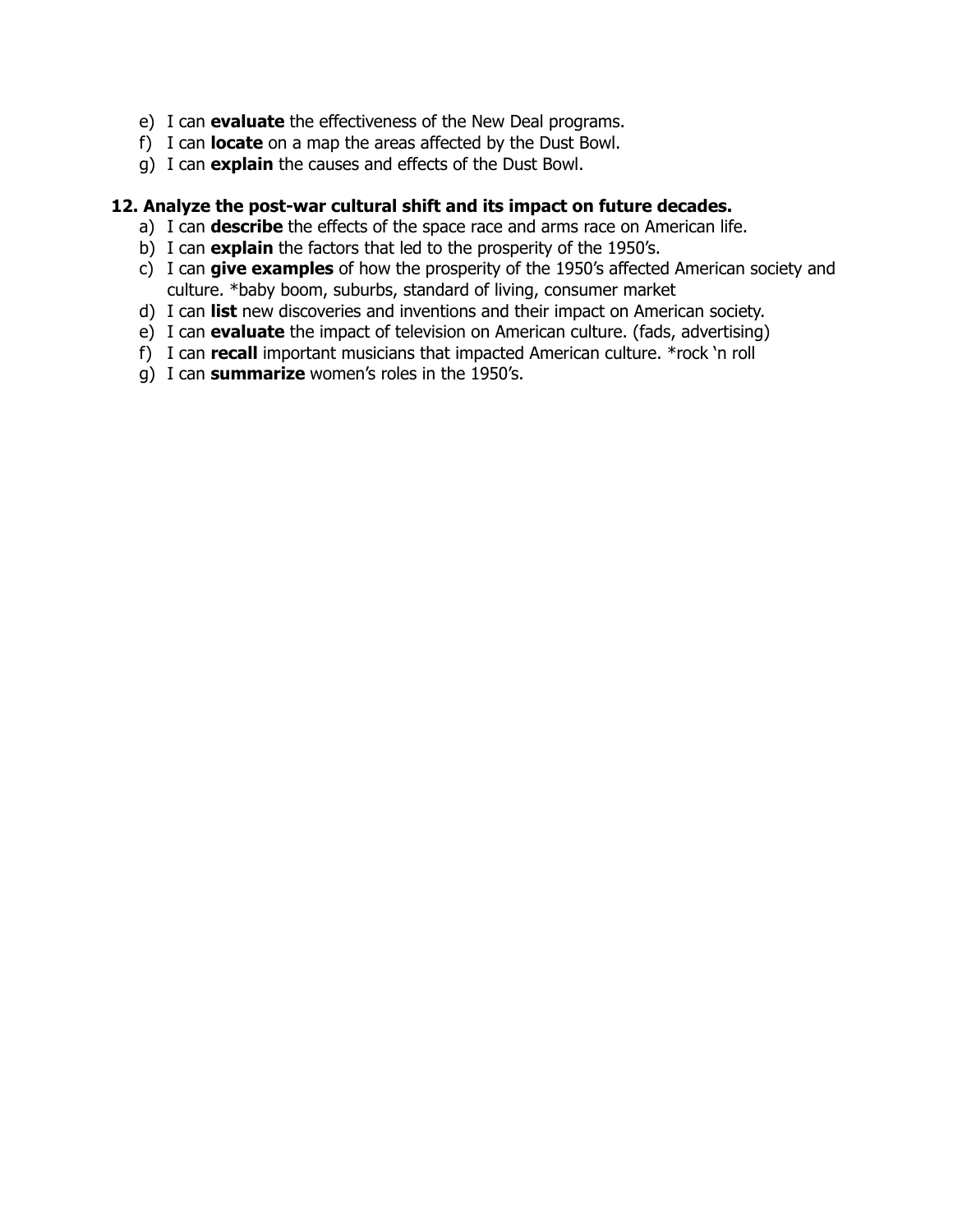e) I can **evaluate** the effectiveness of the New Deal programs.
f) I can **locate** on a map the areas affected by the Dust Bowl.
g) I can **explain** the causes and effects of the Dust Bowl.

**12. Analyze the post-war cultural shift and its impact on future decades.**

a) I can **describe** the effects of the space race and arms race on American life.
b) I can **explain** the factors that led to the prosperity of the 1950's.
c) I can **give examples** of how the prosperity of the 1950's affected American society and culture. *baby boom, suburbs, standard of living, consumer market
d) I can **list** new discoveries and inventions and their impact on American society.
e) I can **evaluate** the impact of television on American culture. (fads, advertising)
f) I can **recall** important musicians that impacted American culture. *rock 'n roll
g) I can **summarize** women's roles in the 1950's.